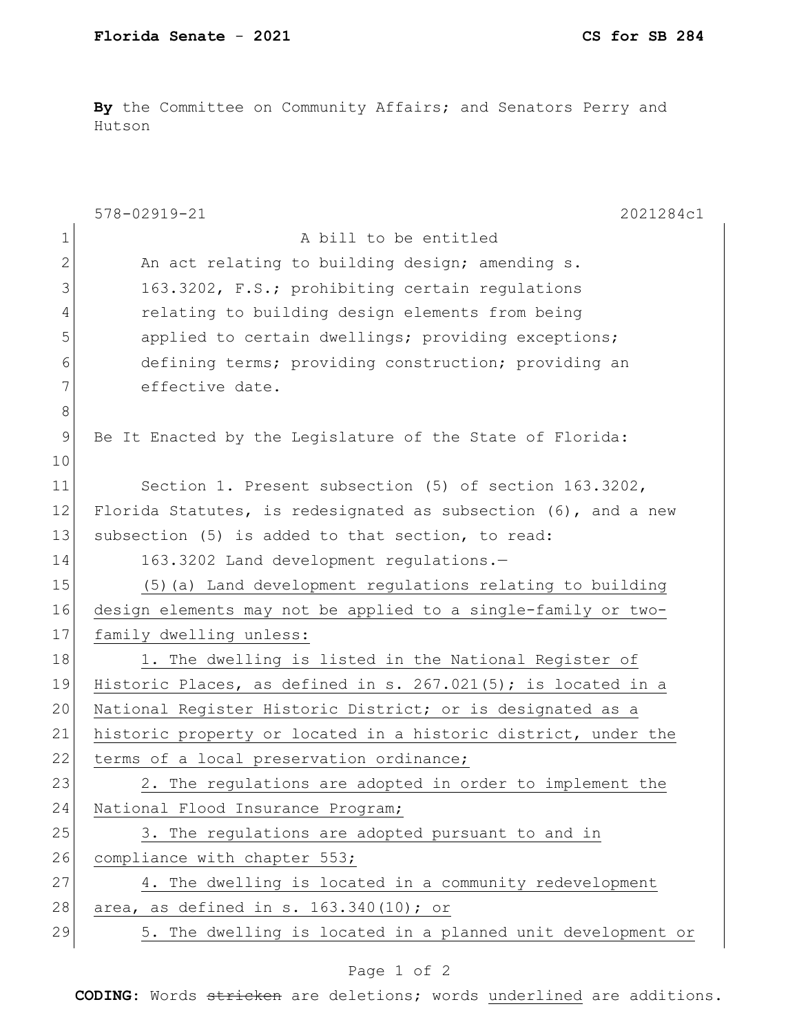**By** the Committee on Community Affairs; and Senators Perry and Hutson

578-02919-21 2021284c1

A bill to be entitled

An act relating to building design; amending s. 163.3202, F.S.; prohibiting certain regulations relating to building design elements from being applied to certain dwellings; providing exceptions; defining terms; providing construction; providing an effective date.

Be It Enacted by the Legislature of the State of Florida:

Section 1. Present subsection (5) of section 163.3202, Florida Statutes, is redesignated as subsection (6), and a new subsection (5) is added to that section, to read:

163.3202 Land development regulations.—

(5)(a) Land development regulations relating to building design elements may not be applied to a single-family or two-family dwelling unless:

1. The dwelling is listed in the National Register of Historic Places, as defined in s. 267.021(5); is located in a National Register Historic District; or is designated as a historic property or located in a historic district, under the terms of a local preservation ordinance;

2. The regulations are adopted in order to implement the National Flood Insurance Program;

3. The regulations are adopted pursuant to and in compliance with chapter 553;

4. The dwelling is located in a community redevelopment area, as defined in s. 163.340(10); or

5. The dwelling is located in a planned unit development or

**CODING:** Words ~~stricken~~ are deletions; words underlined are additions.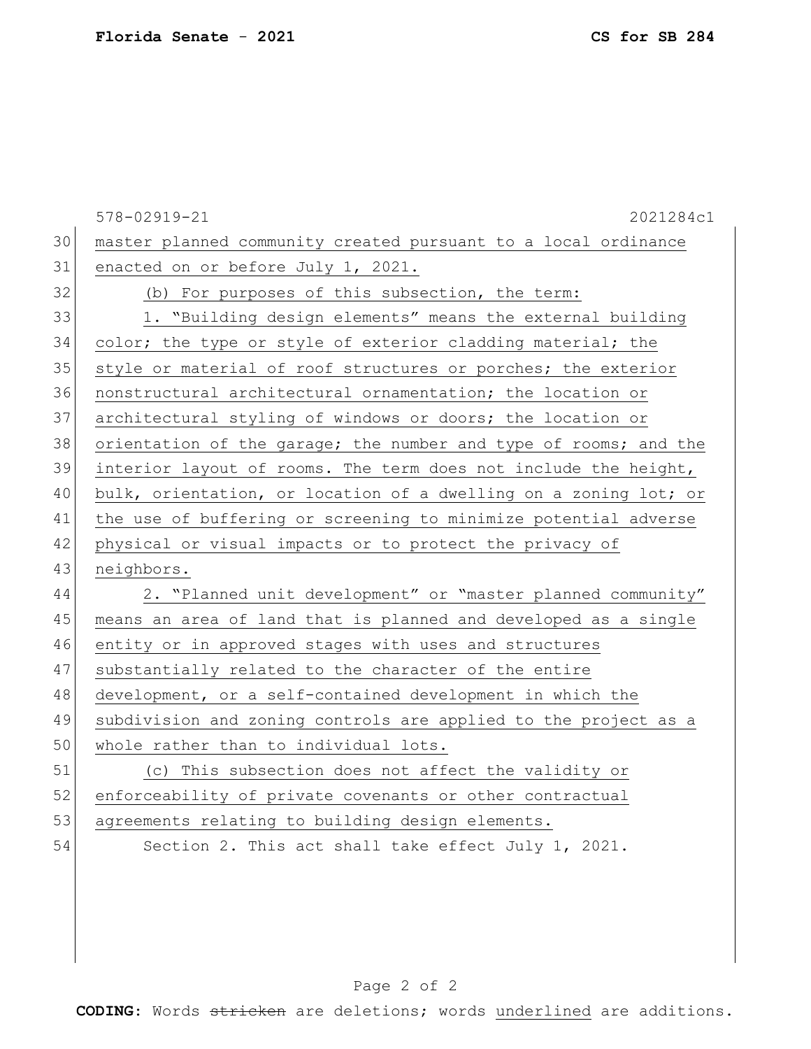master planned community created pursuant to a local ordinance enacted on or before July 1, 2021.

(b) For purposes of this subsection, the term:

1. "Building design elements" means the external building color; the type or style of exterior cladding material; the style or material of roof structures or porches; the exterior nonstructural architectural ornamentation; the location or architectural styling of windows or doors; the location or orientation of the garage; the number and type of rooms; and the interior layout of rooms. The term does not include the height, bulk, orientation, or location of a dwelling on a zoning lot; or the use of buffering or screening to minimize potential adverse physical or visual impacts or to protect the privacy of neighbors.

2. "Planned unit development" or "master planned community" means an area of land that is planned and developed as a single entity or in approved stages with uses and structures substantially related to the character of the entire development, or a self-contained development in which the subdivision and zoning controls are applied to the project as a whole rather than to individual lots.

(c) This subsection does not affect the validity or enforceability of private covenants or other contractual agreements relating to building design elements.

Section 2. This act shall take effect July 1, 2021.